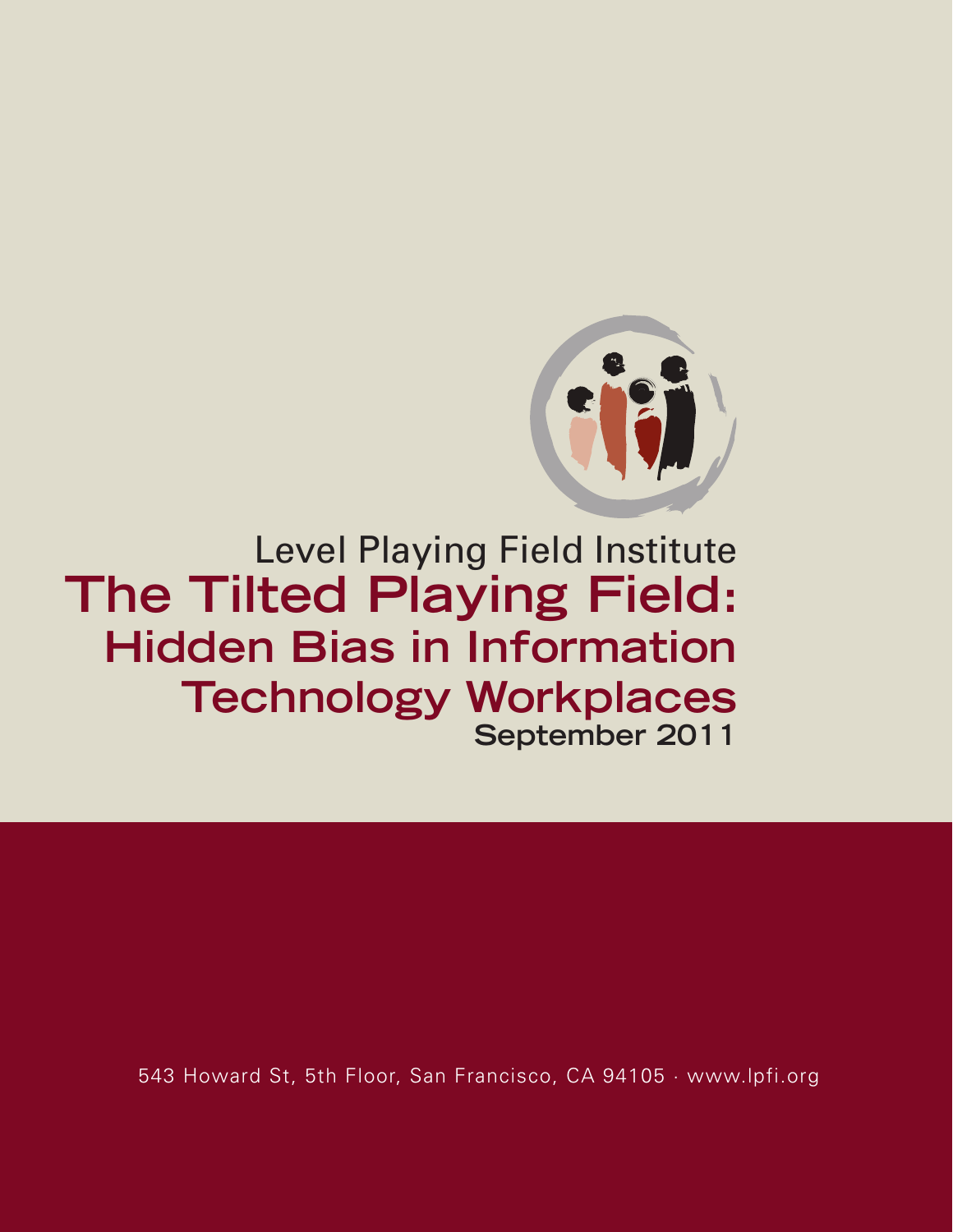Level Playing Field Institute

# The Tilted Playing Field: Hidden Bias in Information Technology Workplaces

**September 2011**

543 Howard St, 5th Floor, San Francisco, CA 94105 · www.lpfi.org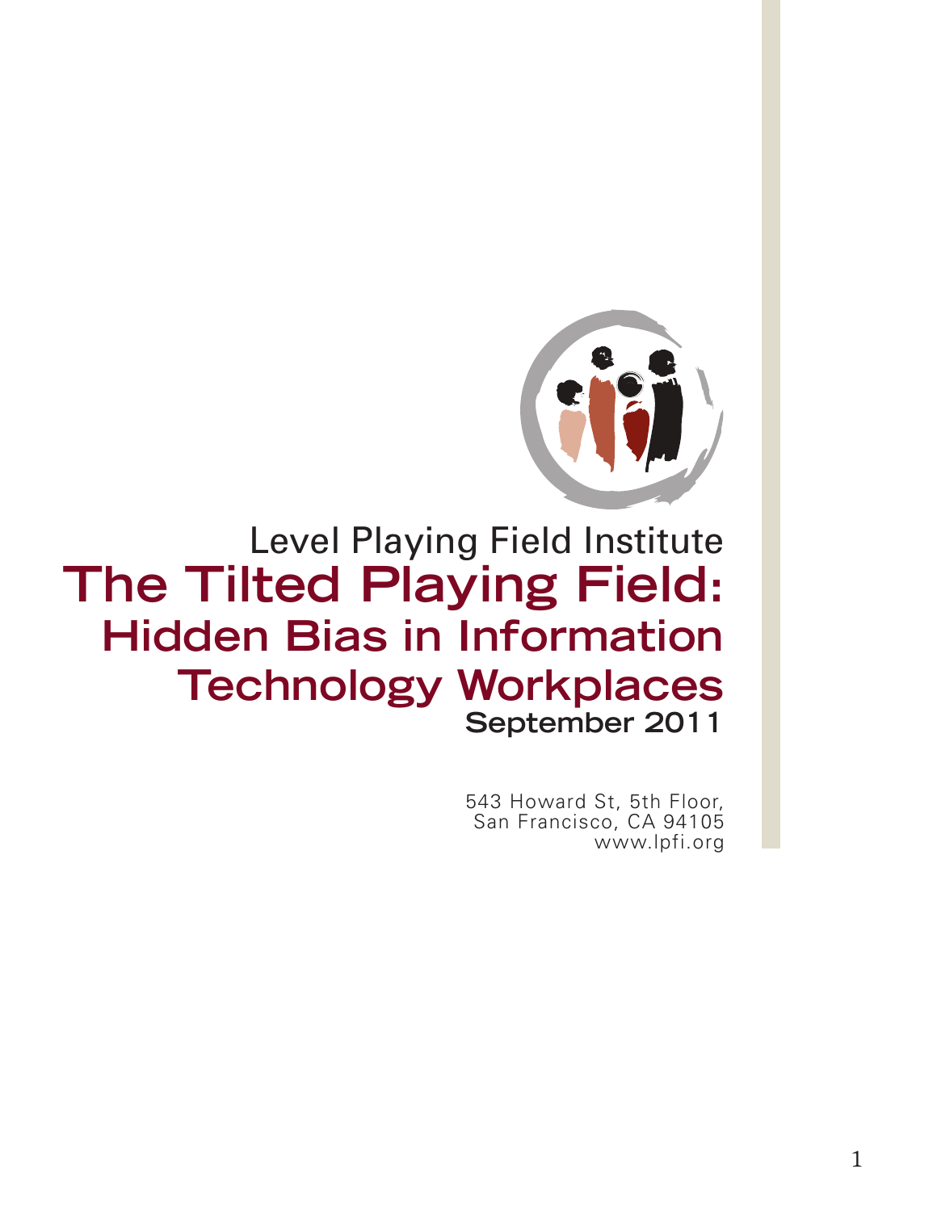Level Playing Field Institute

# The Tilted Playing Field: Hidden Bias in Information Technology Workplaces

**September 2011**

543 Howard St, 5th Floor,
San Francisco, CA 94105
www.lpfi.org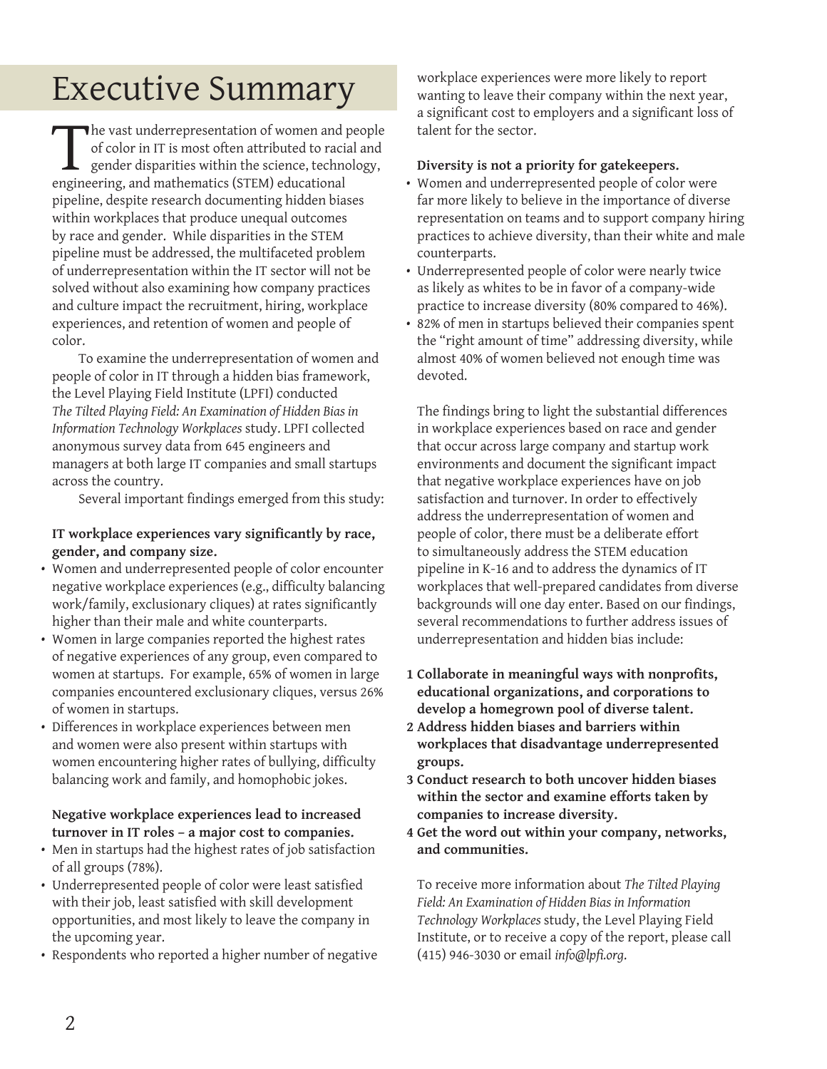# Executive Summary

The vast underrepresentation of women and people of color in IT is most often attributed to racial and gender disparities within the science, technology, engineering, and mathematics (STEM) educational pipeline, despite research documenting hidden biases within workplaces that produce unequal outcomes by race and gender. While disparities in the STEM pipeline must be addressed, the multifaceted problem of underrepresentation within the IT sector will not be solved without also examining how company practices and culture impact the recruitment, hiring, workplace experiences, and retention of women and people of color.

To examine the underrepresentation of women and people of color in IT through a hidden bias framework, the Level Playing Field Institute (LPFI) conducted *The Tilted Playing Field: An Examination of Hidden Bias in Information Technology Workplaces* study. LPFI collected anonymous survey data from 645 engineers and managers at both large IT companies and small startups across the country.

Several important findings emerged from this study:

**IT workplace experiences vary significantly by race, gender, and company size.**

- Women and underrepresented people of color encounter negative workplace experiences (e.g., difficulty balancing work/family, exclusionary cliques) at rates significantly higher than their male and white counterparts.
- Women in large companies reported the highest rates of negative experiences of any group, even compared to women at startups. For example, 65% of women in large companies encountered exclusionary cliques, versus 26% of women in startups.
- Differences in workplace experiences between men and women were also present within startups with women encountering higher rates of bullying, difficulty balancing work and family, and homophobic jokes.

**Negative workplace experiences lead to increased turnover in IT roles – a major cost to companies.**

- Men in startups had the highest rates of job satisfaction of all groups (78%).
- Underrepresented people of color were least satisfied with their job, least satisfied with skill development opportunities, and most likely to leave the company in the upcoming year.
- Respondents who reported a higher number of negative workplace experiences were more likely to report wanting to leave their company within the next year, a significant cost to employers and a significant loss of talent for the sector.

**Diversity is not a priority for gatekeepers.**

- Women and underrepresented people of color were far more likely to believe in the importance of diverse representation on teams and to support company hiring practices to achieve diversity, than their white and male counterparts.
- Underrepresented people of color were nearly twice as likely as whites to be in favor of a company-wide practice to increase diversity (80% compared to 46%).
- 82% of men in startups believed their companies spent the "right amount of time" addressing diversity, while almost 40% of women believed not enough time was devoted.

The findings bring to light the substantial differences in workplace experiences based on race and gender that occur across large company and startup work environments and document the significant impact that negative workplace experiences have on job satisfaction and turnover. In order to effectively address the underrepresentation of women and people of color, there must be a deliberate effort to simultaneously address the STEM education pipeline in K-16 and to address the dynamics of IT workplaces that well-prepared candidates from diverse backgrounds will one day enter. Based on our findings, several recommendations to further address issues of underrepresentation and hidden bias include:

1. **Collaborate in meaningful ways with nonprofits, educational organizations, and corporations to develop a homegrown pool of diverse talent.**
2. **Address hidden biases and barriers within workplaces that disadvantage underrepresented groups.**
3. **Conduct research to both uncover hidden biases within the sector and examine efforts taken by companies to increase diversity.**
4. **Get the word out within your company, networks, and communities.**

To receive more information about *The Tilted Playing Field: An Examination of Hidden Bias in Information Technology Workplaces* study, the Level Playing Field Institute, or to receive a copy of the report, please call (415) 946-3030 or email *info@lpfi.org*.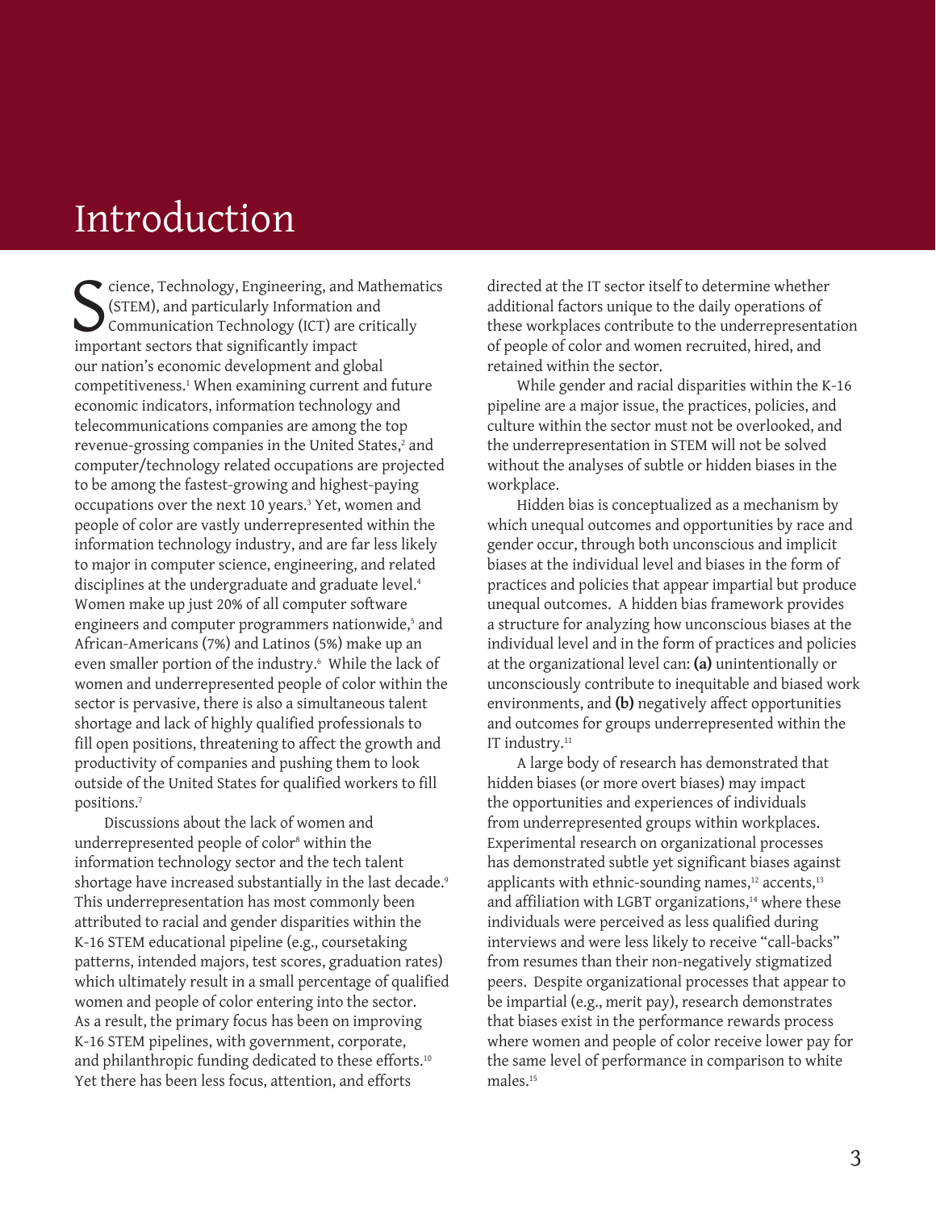# Introduction

Science, Technology, Engineering, and Mathematics (STEM), and particularly Information and Communication Technology (ICT) are critically important sectors that significantly impact our nation's economic development and global competitiveness.[1] When examining current and future economic indicators, information technology and telecommunications companies are among the top revenue-grossing companies in the United States,[2] and computer/technology related occupations are projected to be among the fastest-growing and highest-paying occupations over the next 10 years.[3] Yet, women and people of color are vastly underrepresented within the information technology industry, and are far less likely to major in computer science, engineering, and related disciplines at the undergraduate and graduate level.[4] Women make up just 20% of all computer software engineers and computer programmers nationwide,[5] and African-Americans (7%) and Latinos (5%) make up an even smaller portion of the industry.[6] While the lack of women and underrepresented people of color within the sector is pervasive, there is also a simultaneous talent shortage and lack of highly qualified professionals to fill open positions, threatening to affect the growth and productivity of companies and pushing them to look outside of the United States for qualified workers to fill positions.[7]

Discussions about the lack of women and underrepresented people of color[8] within the information technology sector and the tech talent shortage have increased substantially in the last decade.[9] This underrepresentation has most commonly been attributed to racial and gender disparities within the K-16 STEM educational pipeline (e.g., coursetaking patterns, intended majors, test scores, graduation rates) which ultimately result in a small percentage of qualified women and people of color entering into the sector. As a result, the primary focus has been on improving K-16 STEM pipelines, with government, corporate, and philanthropic funding dedicated to these efforts.[10] Yet there has been less focus, attention, and efforts directed at the IT sector itself to determine whether additional factors unique to the daily operations of these workplaces contribute to the underrepresentation of people of color and women recruited, hired, and retained within the sector.

While gender and racial disparities within the K-16 pipeline are a major issue, the practices, policies, and culture within the sector must not be overlooked, and the underrepresentation in STEM will not be solved without the analyses of subtle or hidden biases in the workplace.

Hidden bias is conceptualized as a mechanism by which unequal outcomes and opportunities by race and gender occur, through both unconscious and implicit biases at the individual level and biases in the form of practices and policies that appear impartial but produce unequal outcomes. A hidden bias framework provides a structure for analyzing how unconscious biases at the individual level and in the form of practices and policies at the organizational level can: **(a)** unintentionally or unconsciously contribute to inequitable and biased work environments, and **(b)** negatively affect opportunities and outcomes for groups underrepresented within the IT industry.[11]

A large body of research has demonstrated that hidden biases (or more overt biases) may impact the opportunities and experiences of individuals from underrepresented groups within workplaces. Experimental research on organizational processes has demonstrated subtle yet significant biases against applicants with ethnic-sounding names,[12] accents,[13] and affiliation with LGBT organizations,[14] where these individuals were perceived as less qualified during interviews and were less likely to receive "call-backs" from resumes than their non-negatively stigmatized peers. Despite organizational processes that appear to be impartial (e.g., merit pay), research demonstrates that biases exist in the performance rewards process where women and people of color receive lower pay for the same level of performance in comparison to white males.[15]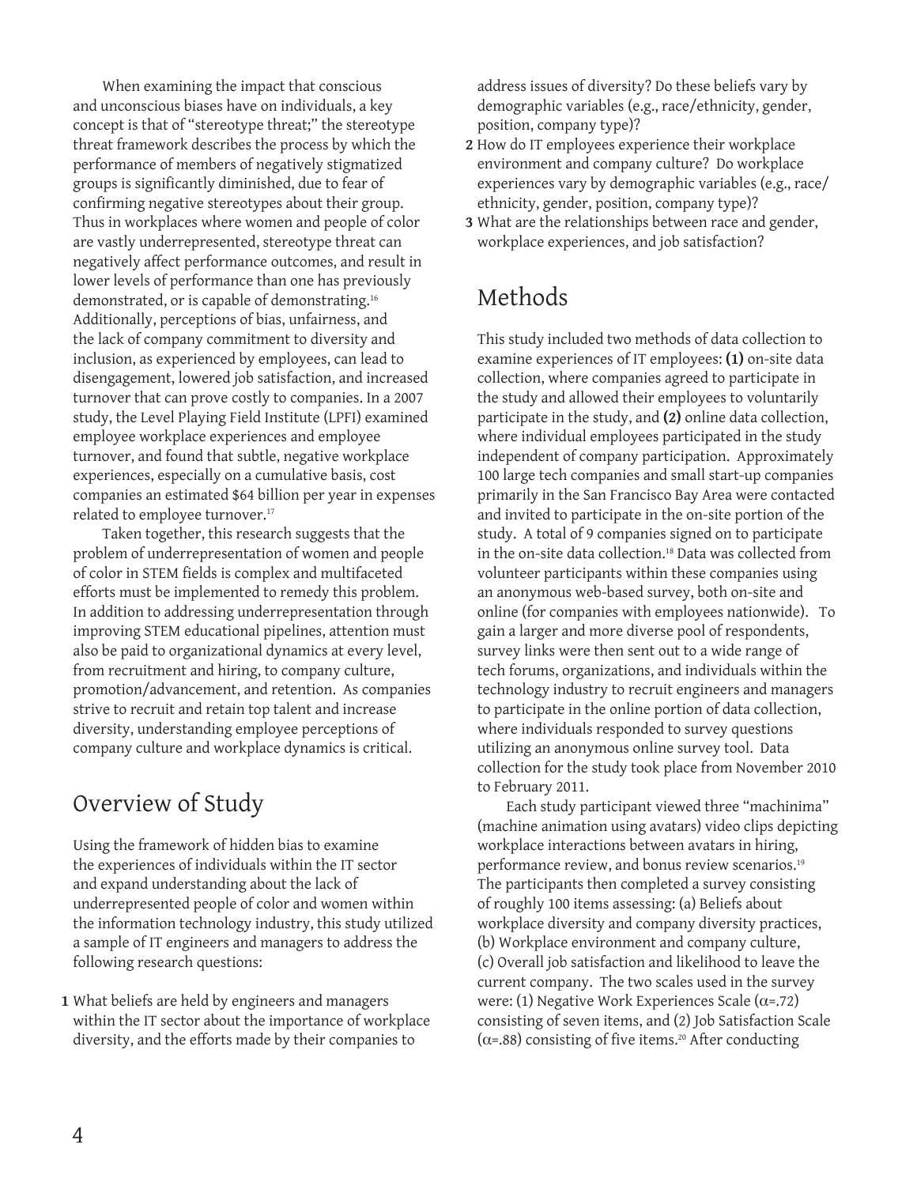When examining the impact that conscious and unconscious biases have on individuals, a key concept is that of "stereotype threat;" the stereotype threat framework describes the process by which the performance of members of negatively stigmatized groups is significantly diminished, due to fear of confirming negative stereotypes about their group. Thus in workplaces where women and people of color are vastly underrepresented, stereotype threat can negatively affect performance outcomes, and result in lower levels of performance than one has previously demonstrated, or is capable of demonstrating.[16] Additionally, perceptions of bias, unfairness, and the lack of company commitment to diversity and inclusion, as experienced by employees, can lead to disengagement, lowered job satisfaction, and increased turnover that can prove costly to companies. In a 2007 study, the Level Playing Field Institute (LPFI) examined employee workplace experiences and employee turnover, and found that subtle, negative workplace experiences, especially on a cumulative basis, cost companies an estimated $64 billion per year in expenses related to employee turnover.[17]

Taken together, this research suggests that the problem of underrepresentation of women and people of color in STEM fields is complex and multifaceted efforts must be implemented to remedy this problem. In addition to addressing underrepresentation through improving STEM educational pipelines, attention must also be paid to organizational dynamics at every level, from recruitment and hiring, to company culture, promotion/advancement, and retention. As companies strive to recruit and retain top talent and increase diversity, understanding employee perceptions of company culture and workplace dynamics is critical.

## Overview of Study

Using the framework of hidden bias to examine the experiences of individuals within the IT sector and expand understanding about the lack of underrepresented people of color and women within the information technology industry, this study utilized a sample of IT engineers and managers to address the following research questions:

1. What beliefs are held by engineers and managers within the IT sector about the importance of workplace diversity, and the efforts made by their companies to address issues of diversity? Do these beliefs vary by demographic variables (e.g., race/ethnicity, gender, position, company type)?
2. How do IT employees experience their workplace environment and company culture? Do workplace experiences vary by demographic variables (e.g., race/ethnicity, gender, position, company type)?
3. What are the relationships between race and gender, workplace experiences, and job satisfaction?

## Methods

This study included two methods of data collection to examine experiences of IT employees: **(1)** on-site data collection, where companies agreed to participate in the study and allowed their employees to voluntarily participate in the study, and **(2)** online data collection, where individual employees participated in the study independent of company participation. Approximately 100 large tech companies and small start-up companies primarily in the San Francisco Bay Area were contacted and invited to participate in the on-site portion of the study. A total of 9 companies signed on to participate in the on-site data collection.[18] Data was collected from volunteer participants within these companies using an anonymous web-based survey, both on-site and online (for companies with employees nationwide). To gain a larger and more diverse pool of respondents, survey links were then sent out to a wide range of tech forums, organizations, and individuals within the technology industry to recruit engineers and managers to participate in the online portion of data collection, where individuals responded to survey questions utilizing an anonymous online survey tool. Data collection for the study took place from November 2010 to February 2011.

Each study participant viewed three "machinima" (machine animation using avatars) video clips depicting workplace interactions between avatars in hiring, performance review, and bonus review scenarios.[19] The participants then completed a survey consisting of roughly 100 items assessing: (a) Beliefs about workplace diversity and company diversity practices, (b) Workplace environment and company culture, (c) Overall job satisfaction and likelihood to leave the current company. The two scales used in the survey were: (1) Negative Work Experiences Scale ($\alpha$=.72) consisting of seven items, and (2) Job Satisfaction Scale ($\alpha$=.88) consisting of five items.[20] After conducting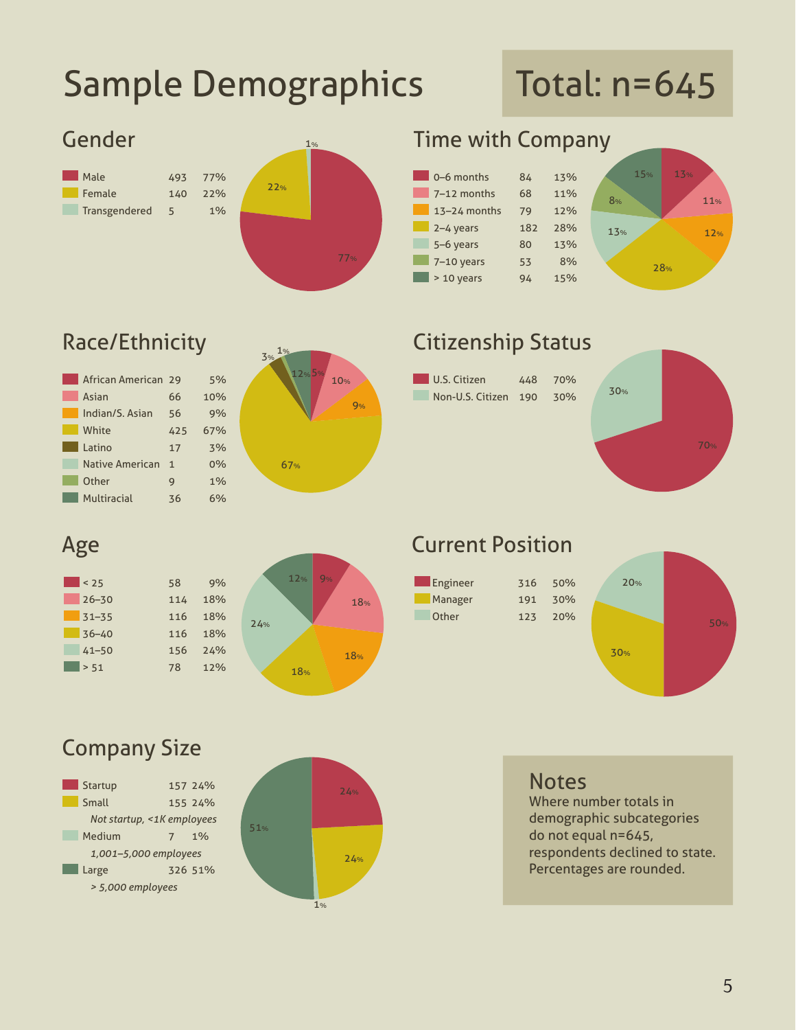# Sample Demographics

**Total: n=645**

## Gender

| Gender | n | % |
|---|---|---|
| Male | 493 | 77% |
| Female | 140 | 22% |
| Transgendered | 5 | 1% |

## Time with Company

| Time with Company | n | % |
|---|---|---|
| 0–6 months | 84 | 13% |
| 7–12 months | 68 | 11% |
| 13–24 months | 79 | 12% |
| 2–4 years | 182 | 28% |
| 5–6 years | 80 | 13% |
| 7–10 years | 53 | 8% |
| > 10 years | 94 | 15% |

## Race/Ethnicity

| Race/Ethnicity | n | % |
|---|---|---|
| African American | 29 | 5% |
| Asian | 66 | 10% |
| Indian/S. Asian | 56 | 9% |
| White | 425 | 67% |
| Latino | 17 | 3% |
| Native American | 1 | 0% |
| Other | 9 | 1% |
| Multiracial | 36 | 6% |

## Citizenship Status

| Citizenship Status | n | % |
|---|---|---|
| U.S. Citizen | 448 | 70% |
| Non-U.S. Citizen | 190 | 30% |

## Age

| Age | n | % |
|---|---|---|
| < 25 | 58 | 9% |
| 26–30 | 114 | 18% |
| 31–35 | 116 | 18% |
| 36–40 | 116 | 18% |
| 41–50 | 156 | 24% |
| > 51 | 78 | 12% |

## Current Position

| Current Position | n | % |
|---|---|---|
| Engineer | 316 | 50% |
| Manager | 191 | 30% |
| Other | 123 | 20% |

## Company Size

| Company Size | n | % |
|---|---|---|
| Startup | 157 | 24% |
| Small<br>*Not startup, <1K employees* | 155 | 24% |
| Medium<br>*1,001–5,000 employees* | 7 | 1% |
| Large<br>*> 5,000 employees* | 326 | 51% |

## Notes

Where number totals in demographic subcategories do not equal n=645, respondents declined to state. Percentages are rounded.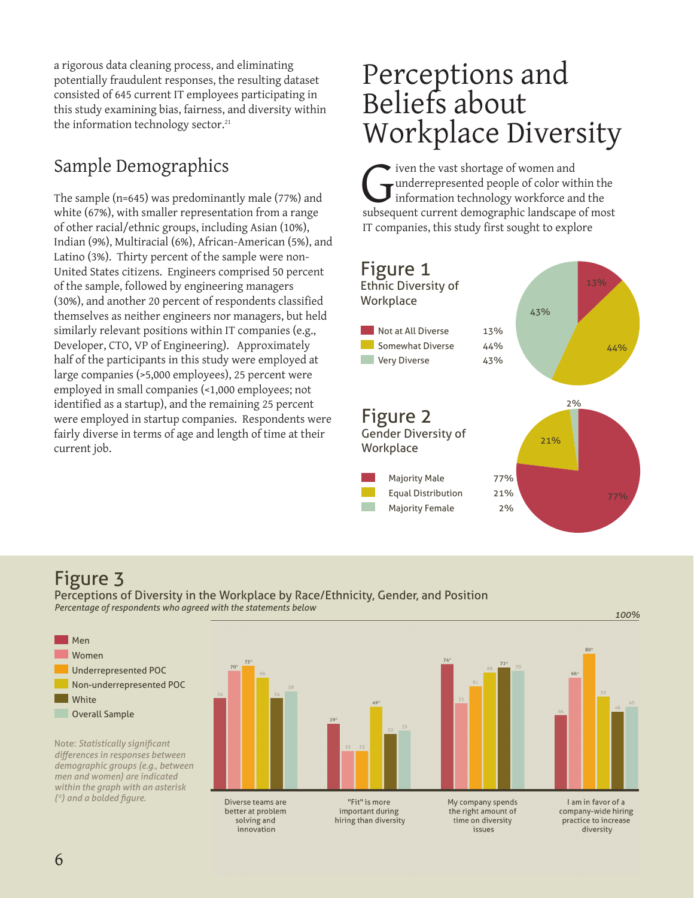a rigorous data cleaning process, and eliminating potentially fraudulent responses, the resulting dataset consisted of 645 current IT employees participating in this study examining bias, fairness, and diversity within the information technology sector.[21]

## Sample Demographics

The sample (n=645) was predominantly male (77%) and white (67%), with smaller representation from a range of other racial/ethnic groups, including Asian (10%), Indian (9%), Multiracial (6%), African-American (5%), and Latino (3%). Thirty percent of the sample were non-United States citizens. Engineers comprised 50 percent of the sample, followed by engineering managers (30%), and another 20 percent of respondents classified themselves as neither engineers nor managers, but held similarly relevant positions within IT companies (e.g., Developer, CTO, VP of Engineering). Approximately half of the participants in this study were employed at large companies (>5,000 employees), 25 percent were employed in small companies (<1,000 employees; not identified as a startup), and the remaining 25 percent were employed in startup companies. Respondents were fairly diverse in terms of age and length of time at their current job.

# Perceptions and Beliefs about Workplace Diversity

Given the vast shortage of women and underrepresented people of color within the information technology workforce and the subsequent current demographic landscape of most IT companies, this study first sought to explore

## Figure 1

Ethnic Diversity of Workplace

| | |
|---|---|
| Not at All Diverse | 13% |
| Somewhat Diverse | 44% |
| Very Diverse | 43% |

## Figure 2

Gender Diversity of Workplace

| | |
|---|---|
| Majority Male | 77% |
| Equal Distribution | 21% |
| Majority Female | 2% |

## Figure 3

Perceptions of Diversity in the Workplace by Race/Ethnicity, Gender, and Position

*Percentage of respondents who agreed with the statements below*

| Statement | Men | Women | Underrepresented POC | Non-underrepresented POC | White | Overall Sample |
|---|---|---|---|---|---|---|
| Diverse teams are better at problem solving and innovation | 54 | **70*** | **73*** | 66 | 54 | 58 |
| "Fit" is more important during hiring than diversity | **39*** | 23 | 23 | **49*** | 33 | 35 |
| My company spends the right amount of time on diversity issues | **74*** | 51 | 61 | 69 | **72*** | 70 |
| I am in favor of a company-wide hiring practice to increase diversity | 44 | **66*** | **80*** | 55 | 46 | 49 |

Note: *Statistically significant differences in responses between demographic groups (e.g., between men and women) are indicated within the graph with an asterisk (*) and a bolded figure.*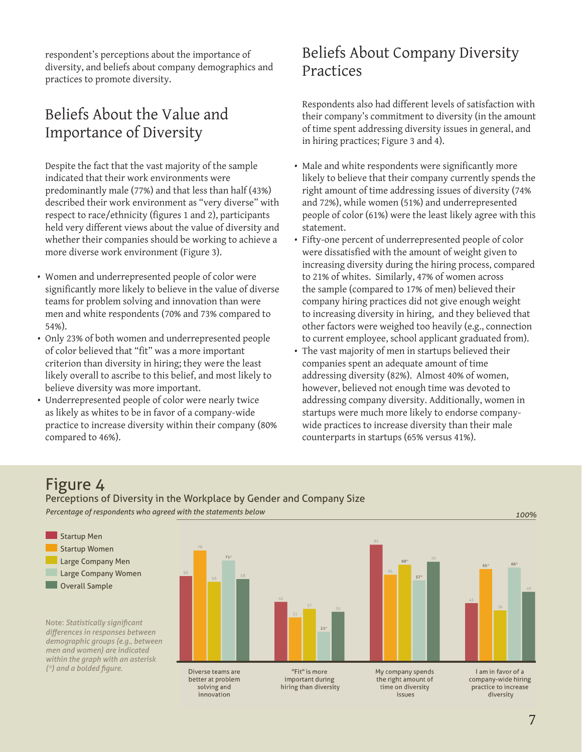respondent's perceptions about the importance of diversity, and beliefs about company demographics and practices to promote diversity.

## Beliefs About the Value and Importance of Diversity

Despite the fact that the vast majority of the sample indicated that their work environments were predominantly male (77%) and that less than half (43%) described their work environment as "very diverse" with respect to race/ethnicity (figures 1 and 2), participants held very different views about the value of diversity and whether their companies should be working to achieve a more diverse work environment (Figure 3).

- Women and underrepresented people of color were significantly more likely to believe in the value of diverse teams for problem solving and innovation than were men and white respondents (70% and 73% compared to 54%).
- Only 23% of both women and underrepresented people of color believed that "fit" was a more important criterion than diversity in hiring; they were the least likely overall to ascribe to this belief, and most likely to believe diversity was more important.
- Underrepresented people of color were nearly twice as likely as whites to be in favor of a company-wide practice to increase diversity within their company (80% compared to 46%).

## Beliefs About Company Diversity Practices

Respondents also had different levels of satisfaction with their company's commitment to diversity (in the amount of time spent addressing diversity issues in general, and in hiring practices; Figure 3 and 4).

- Male and white respondents were significantly more likely to believe that their company currently spends the right amount of time addressing issues of diversity (74% and 72%), while women (51%) and underrepresented people of color (61%) were the least likely agree with this statement.
- Fifty-one percent of underrepresented people of color were dissatisfied with the amount of weight given to increasing diversity during the hiring process, compared to 21% of whites. Similarly, 47% of women across the sample (compared to 17% of men) believed their company hiring practices did not give enough weight to increasing diversity in hiring, and they believed that other factors were weighed too heavily (e.g., connection to current employee, school applicant graduated from).
- The vast majority of men in startups believed their companies spent an adequate amount of time addressing diversity (82%). Almost 40% of women, however, believed not enough time was devoted to addressing company diversity. Additionally, women in startups were much more likely to endorse company-wide practices to increase diversity than their male counterparts in startups (65% versus 41%).

## Figure 4

Perceptions of Diversity in the Workplace by Gender and Company Size

*Percentage of respondents who agreed with the statements below*

| Statement | Startup Men | Startup Women | Large Company Men | Large Company Women | Overall Sample |
|---|---|---|---|---|---|
| Diverse teams are better at problem solving and innovation | 60 | 78 | 56 | **71*** | 58 |
| "Fit" is more important during hiring than diversity | 42 | 31 | 37 | **21*** | 35 |
| My company spends the right amount of time on diversity issues | 82 | 61 | **68*** | **57*** | 70 |
| I am in favor of a company-wide hiring practice to increase diversity | 41 | **65*** | 36 | **66*** | 49 |

Note: *Statistically significant differences in responses between demographic groups (e.g., between men and women) are indicated within the graph with an asterisk (*) and a bolded figure.*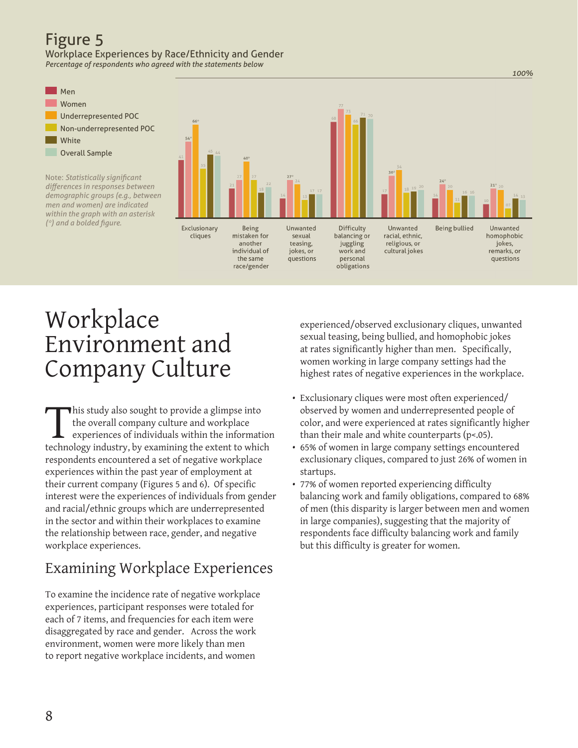# Figure 5

Workplace Experiences by Race/Ethnicity and Gender

*Percentage of respondents who agreed with the statements below*

| | Men | Women | Underrepresented POC | Non-underrepresented POC | White | Overall Sample |
|---|---|---|---|---|---|---|
| Exclusionary cliques | 41 | **54*** | **66*** | 35 | 45 | 44 |
| Being mistaken for another individual of the same race/gender | 21 | 27 | **40*** | 27 | 18 | 22 |
| Unwanted sexual teasing, jokes, or questions | 14 | **27*** | 24 | 13 | 17 | 17 |
| Difficulty balancing or juggling work and personal obligations | 68 | 77 | 73 | 66 | 71 | 70 |
| Unwanted racial, ethnic, religious, or cultural jokes | 17 | **30*** | 34 | 18 | 19 | 20 |
| Being bullied | 14 | **24*** | 20 | 11 | 16 | 16 |
| Unwanted homophobic jokes, remarks, or questions | 10 | **21*** | 20 | 07 | 14 | 13 |

Note: *Statistically significant differences in responses between demographic groups (e.g., between men and women) are indicated within the graph with an asterisk (*) and a bolded figure.*

# Workplace Environment and Company Culture

This study also sought to provide a glimpse into the overall company culture and workplace experiences of individuals within the information technology industry, by examining the extent to which respondents encountered a set of negative workplace experiences within the past year of employment at their current company (Figures 5 and 6). Of specific interest were the experiences of individuals from gender and racial/ethnic groups which are underrepresented in the sector and within their workplaces to examine the relationship between race, gender, and negative workplace experiences.

## Examining Workplace Experiences

To examine the incidence rate of negative workplace experiences, participant responses were totaled for each of 7 items, and frequencies for each item were disaggregated by race and gender. Across the work environment, women were more likely than men to report negative workplace incidents, and women experienced/observed exclusionary cliques, unwanted sexual teasing, being bullied, and homophobic jokes at rates significantly higher than men. Specifically, women working in large company settings had the highest rates of negative experiences in the workplace.

- Exclusionary cliques were most often experienced/observed by women and underrepresented people of color, and were experienced at rates significantly higher than their male and white counterparts ($p<.05$).
- 65% of women in large company settings encountered exclusionary cliques, compared to just 26% of women in startups.
- 77% of women reported experiencing difficulty balancing work and family obligations, compared to 68% of men (this disparity is larger between men and women in large companies), suggesting that the majority of respondents face difficulty balancing work and family but this difficulty is greater for women.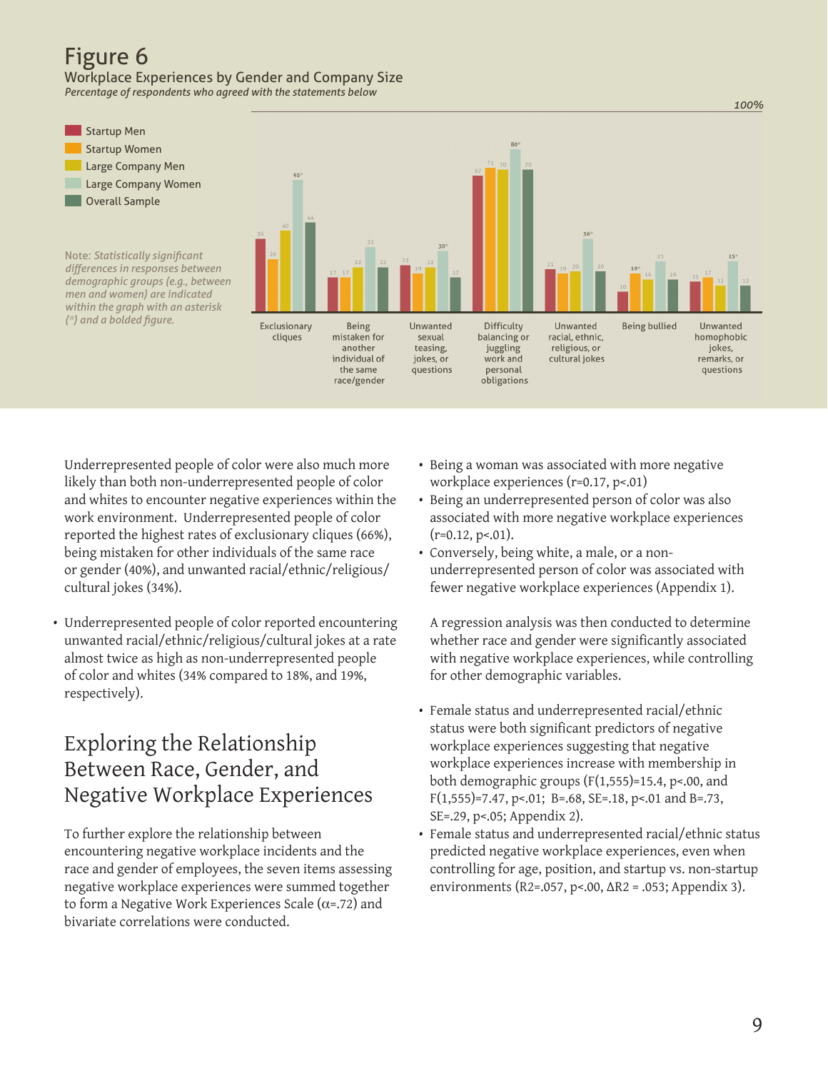# Figure 6

Workplace Experiences by Gender and Company Size

*Percentage of respondents who agreed with the statements below*

| | Startup Men | Startup Women | Large Company Men | Large Company Women | Overall Sample |
|---|---|---|---|---|---|
| Exclusionary cliques | 36 | 26 | 40 | **65*** | 44 |
| Being mistaken for another individual of the same race/gender | 17 | 17 | 22 | 32 | 22 |
| Unwanted sexual teasing, jokes, or questions | 23 | 19 | 22 | **30*** | 17 |
| Difficulty balancing or juggling work and personal obligations | 67 | 71 | 70 | **80*** | 70 |
| Unwanted racial, ethnic, religious, or cultural jokes | 21 | 19 | 20 | **36*** | 20 |
| Being bullied | 10 | **19*** | 16 | 25 | 16 |
| Unwanted homophobic jokes, remarks, or questions | 13 | 17 | 13 | **25*** | 13 |

Note: *Statistically significant differences in responses between demographic groups (e.g., between men and women) are indicated within the graph with an asterisk (*) and a bolded figure.*

Underrepresented people of color were also much more likely than both non-underrepresented people of color and whites to encounter negative experiences within the work environment. Underrepresented people of color reported the highest rates of exclusionary cliques (66%), being mistaken for other individuals of the same race or gender (40%), and unwanted racial/ethnic/religious/cultural jokes (34%).

- Underrepresented people of color reported encountering unwanted racial/ethnic/religious/cultural jokes at a rate almost twice as high as non-underrepresented people of color and whites (34% compared to 18%, and 19%, respectively).

## Exploring the Relationship Between Race, Gender, and Negative Workplace Experiences

To further explore the relationship between encountering negative workplace incidents and the race and gender of employees, the seven items assessing negative workplace experiences were summed together to form a Negative Work Experiences Scale ($\alpha$=.72) and bivariate correlations were conducted.

- Being a woman was associated with more negative workplace experiences ($r=0.17$, $p<.01$)
- Being an underrepresented person of color was also associated with more negative workplace experiences ($r=0.12$, $p<.01$).
- Conversely, being white, a male, or a non-underrepresented person of color was associated with fewer negative workplace experiences (Appendix 1).

A regression analysis was then conducted to determine whether race and gender were significantly associated with negative workplace experiences, while controlling for other demographic variables.

- Female status and underrepresented racial/ethnic status were both significant predictors of negative workplace experiences suggesting that negative workplace experiences increase with membership in both demographic groups ($F(1,555)=15.4$, $p<.00$, and $F(1,555)=7.47$, $p<.01$; $B=.68$, $SE=.18$, $p<.01$ and $B=.73$, $SE=.29$, $p<.05$; Appendix 2).
- Female status and underrepresented racial/ethnic status predicted negative workplace experiences, even when controlling for age, position, and startup vs. non-startup environments ($R2=.057$, $p<.00$, $\Delta R2 = .053$; Appendix 3).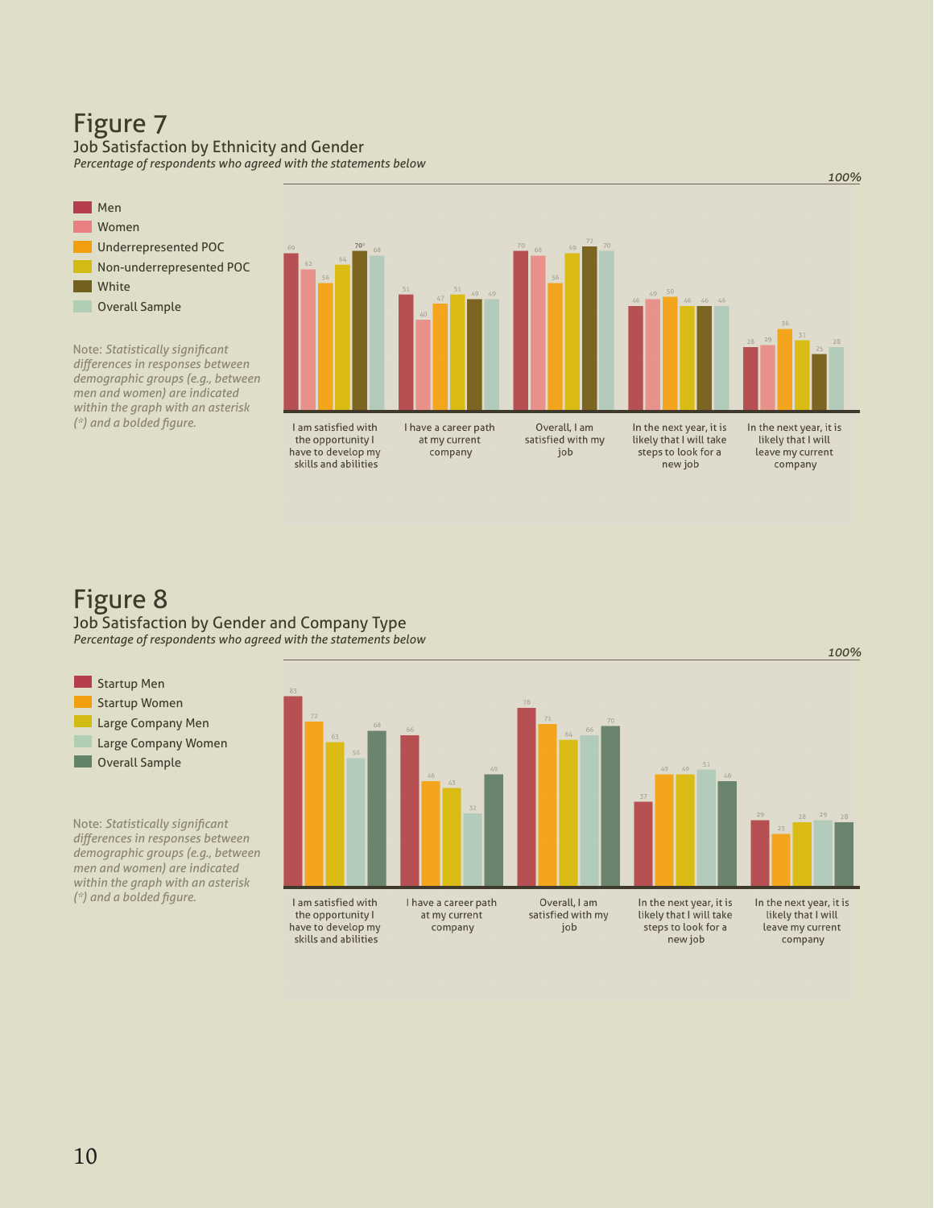# Figure 7

Job Satisfaction by Ethnicity and Gender

*Percentage of respondents who agreed with the statements below*

Note: *Statistically significant differences in responses between demographic groups (e.g., between men and women) are indicated within the graph with an asterisk (*) and a bolded figure.*

| Statement | Men | Women | Underrepresented POC | Non-underrepresented POC | White | Overall Sample |
|---|---|---|---|---|---|---|
| I am satisfied with the opportunity I have to develop my skills and abilities | 69 | 62 | 56 | 64 | **70*** | 68 |
| I have a career path at my current company | 51 | 40 | 47 | 51 | 49 | 49 |
| Overall, I am satisfied with my job | 70 | 68 | 56 | 69 | 72 | 70 |
| In the next year, it is likely that I will take steps to look for a new job | 46 | 49 | 50 | 46 | 46 | 46 |
| In the next year, it is likely that I will leave my current company | 28 | 29 | 36 | 31 | 25 | 28 |

# Figure 8

Job Satisfaction by Gender and Company Type

*Percentage of respondents who agreed with the statements below*

Note: *Statistically significant differences in responses between demographic groups (e.g., between men and women) are indicated within the graph with an asterisk (*) and a bolded figure.*

| Statement | Startup Men | Startup Women | Large Company Men | Large Company Women | Overall Sample |
|---|---|---|---|---|---|
| I am satisfied with the opportunity I have to develop my skills and abilities | 83 | 72 | 63 | 56 | 68 |
| I have a career path at my current company | 66 | 46 | 43 | 32 | 49 |
| Overall, I am satisfied with my job | 78 | 71 | 64 | 66 | 70 |
| In the next year, it is likely that I will take steps to look for a new job | 37 | 49 | 49 | 51 | 46 |
| In the next year, it is likely that I will leave my current company | 29 | 23 | 28 | 29 | 28 |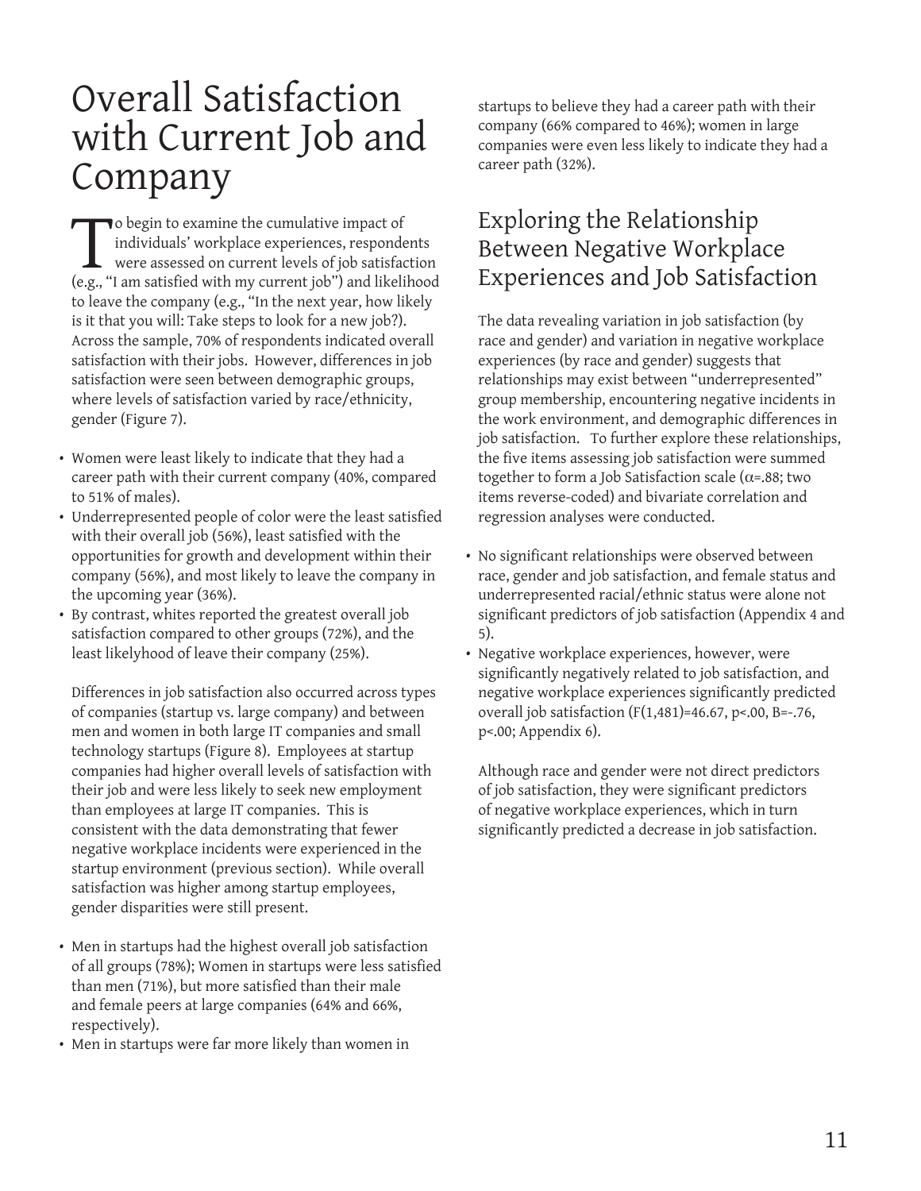# Overall Satisfaction with Current Job and Company

To begin to examine the cumulative impact of individuals' workplace experiences, respondents were assessed on current levels of job satisfaction (e.g., "I am satisfied with my current job") and likelihood to leave the company (e.g., "In the next year, how likely is it that you will: Take steps to look for a new job?). Across the sample, 70% of respondents indicated overall satisfaction with their jobs. However, differences in job satisfaction were seen between demographic groups, where levels of satisfaction varied by race/ethnicity, gender (Figure 7).

- Women were least likely to indicate that they had a career path with their current company (40%, compared to 51% of males).
- Underrepresented people of color were the least satisfied with their overall job (56%), least satisfied with the opportunities for growth and development within their company (56%), and most likely to leave the company in the upcoming year (36%).
- By contrast, whites reported the greatest overall job satisfaction compared to other groups (72%), and the least likelyhood of leave their company (25%).

Differences in job satisfaction also occurred across types of companies (startup vs. large company) and between men and women in both large IT companies and small technology startups (Figure 8). Employees at startup companies had higher overall levels of satisfaction with their job and were less likely to seek new employment than employees at large IT companies. This is consistent with the data demonstrating that fewer negative workplace incidents were experienced in the startup environment (previous section). While overall satisfaction was higher among startup employees, gender disparities were still present.

- Men in startups had the highest overall job satisfaction of all groups (78%); Women in startups were less satisfied than men (71%), but more satisfied than their male and female peers at large companies (64% and 66%, respectively).
- Men in startups were far more likely than women in startups to believe they had a career path with their company (66% compared to 46%); women in large companies were even less likely to indicate they had a career path (32%).

## Exploring the Relationship Between Negative Workplace Experiences and Job Satisfaction

The data revealing variation in job satisfaction (by race and gender) and variation in negative workplace experiences (by race and gender) suggests that relationships may exist between "underrepresented" group membership, encountering negative incidents in the work environment, and demographic differences in job satisfaction. To further explore these relationships, the five items assessing job satisfaction were summed together to form a Job Satisfaction scale ($\alpha$=.88; two items reverse-coded) and bivariate correlation and regression analyses were conducted.

- No significant relationships were observed between race, gender and job satisfaction, and female status and underrepresented racial/ethnic status were alone not significant predictors of job satisfaction (Appendix 4 and 5).
- Negative workplace experiences, however, were significantly negatively related to job satisfaction, and negative workplace experiences significantly predicted overall job satisfaction ($F(1,481)=46.67$, $p<.00$, $B=-.76$, $p<.00$; Appendix 6).

Although race and gender were not direct predictors of job satisfaction, they were significant predictors of negative workplace experiences, which in turn significantly predicted a decrease in job satisfaction.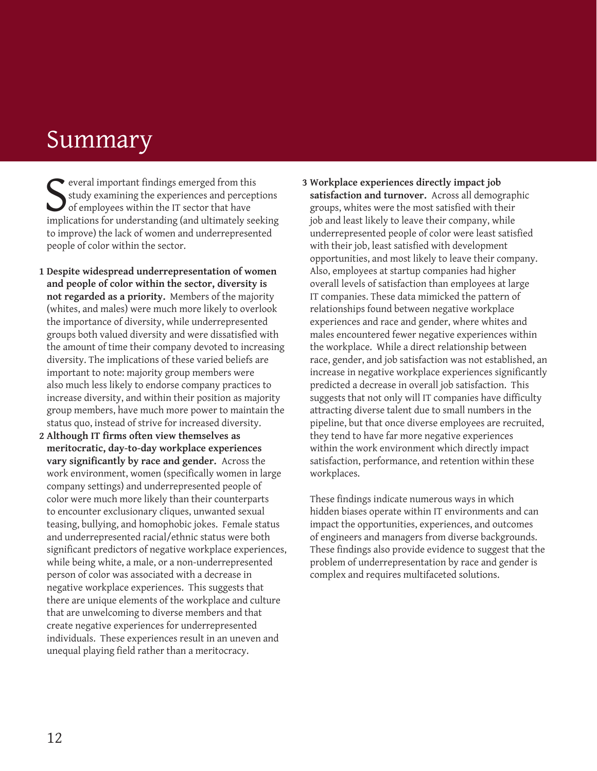# Summary

Several important findings emerged from this study examining the experiences and perceptions of employees within the IT sector that have implications for understanding (and ultimately seeking to improve) the lack of women and underrepresented people of color within the sector.

1. **Despite widespread underrepresentation of women and people of color within the sector, diversity is not regarded as a priority.** Members of the majority (whites, and males) were much more likely to overlook the importance of diversity, while underrepresented groups both valued diversity and were dissatisfied with the amount of time their company devoted to increasing diversity. The implications of these varied beliefs are important to note: majority group members were also much less likely to endorse company practices to increase diversity, and within their position as majority group members, have much more power to maintain the status quo, instead of strive for increased diversity.
2. **Although IT firms often view themselves as meritocratic, day-to-day workplace experiences vary significantly by race and gender.** Across the work environment, women (specifically women in large company settings) and underrepresented people of color were much more likely than their counterparts to encounter exclusionary cliques, unwanted sexual teasing, bullying, and homophobic jokes. Female status and underrepresented racial/ethnic status were both significant predictors of negative workplace experiences, while being white, a male, or a non-underrepresented person of color was associated with a decrease in negative workplace experiences. This suggests that there are unique elements of the workplace and culture that are unwelcoming to diverse members and that create negative experiences for underrepresented individuals. These experiences result in an uneven and unequal playing field rather than a meritocracy.
3. **Workplace experiences directly impact job satisfaction and turnover.** Across all demographic groups, whites were the most satisfied with their job and least likely to leave their company, while underrepresented people of color were least satisfied with their job, least satisfied with development opportunities, and most likely to leave their company. Also, employees at startup companies had higher overall levels of satisfaction than employees at large IT companies. These data mimicked the pattern of relationships found between negative workplace experiences and race and gender, where whites and males encountered fewer negative experiences within the workplace. While a direct relationship between race, gender, and job satisfaction was not established, an increase in negative workplace experiences significantly predicted a decrease in overall job satisfaction. This suggests that not only will IT companies have difficulty attracting diverse talent due to small numbers in the pipeline, but that once diverse employees are recruited, they tend to have far more negative experiences within the work environment which directly impact satisfaction, performance, and retention within these workplaces.

These findings indicate numerous ways in which hidden biases operate within IT environments and can impact the opportunities, experiences, and outcomes of engineers and managers from diverse backgrounds. These findings also provide evidence to suggest that the problem of underrepresentation by race and gender is complex and requires multifaceted solutions.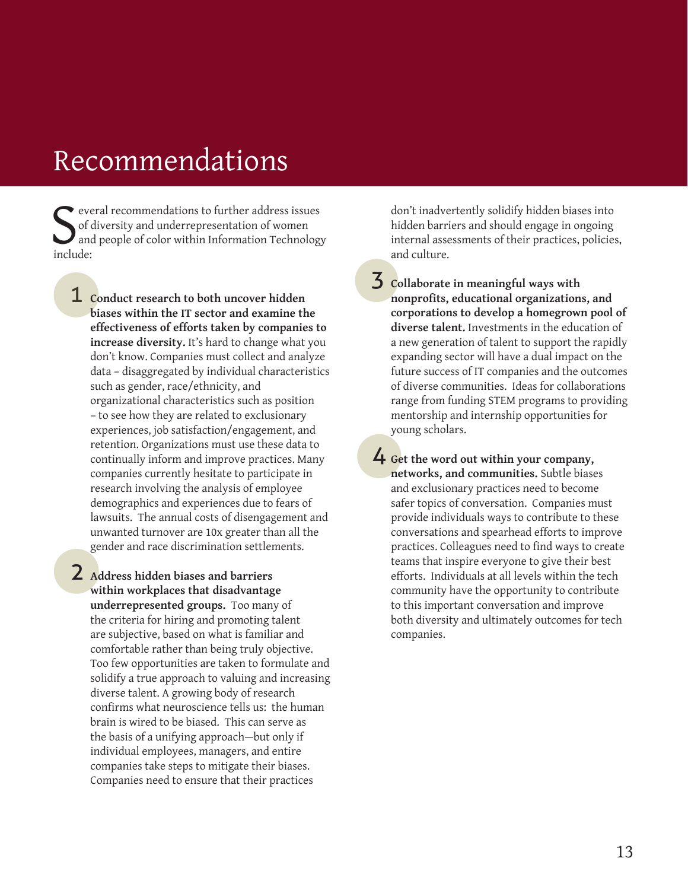# Recommendations

Several recommendations to further address issues of diversity and underrepresentation of women and people of color within Information Technology include:

1. **Conduct research to both uncover hidden biases within the IT sector and examine the effectiveness of efforts taken by companies to increase diversity.** It's hard to change what you don't know. Companies must collect and analyze data – disaggregated by individual characteristics such as gender, race/ethnicity, and organizational characteristics such as position – to see how they are related to exclusionary experiences, job satisfaction/engagement, and retention. Organizations must use these data to continually inform and improve practices. Many companies currently hesitate to participate in research involving the analysis of employee demographics and experiences due to fears of lawsuits. The annual costs of disengagement and unwanted turnover are 10x greater than all the gender and race discrimination settlements.

2. **Address hidden biases and barriers within workplaces that disadvantage underrepresented groups.** Too many of the criteria for hiring and promoting talent are subjective, based on what is familiar and comfortable rather than being truly objective. Too few opportunities are taken to formulate and solidify a true approach to valuing and increasing diverse talent. A growing body of research confirms what neuroscience tells us: the human brain is wired to be biased. This can serve as the basis of a unifying approach—but only if individual employees, managers, and entire companies take steps to mitigate their biases. Companies need to ensure that their practices don't inadvertently solidify hidden biases into hidden barriers and should engage in ongoing internal assessments of their practices, policies, and culture.

3. **Collaborate in meaningful ways with nonprofits, educational organizations, and corporations to develop a homegrown pool of diverse talent.** Investments in the education of a new generation of talent to support the rapidly expanding sector will have a dual impact on the future success of IT companies and the outcomes of diverse communities. Ideas for collaborations range from funding STEM programs to providing mentorship and internship opportunities for young scholars.

4. **Get the word out within your company, networks, and communities.** Subtle biases and exclusionary practices need to become safer topics of conversation. Companies must provide individuals ways to contribute to these conversations and spearhead efforts to improve practices. Colleagues need to find ways to create teams that inspire everyone to give their best efforts. Individuals at all levels within the tech community have the opportunity to contribute to this important conversation and improve both diversity and ultimately outcomes for tech companies.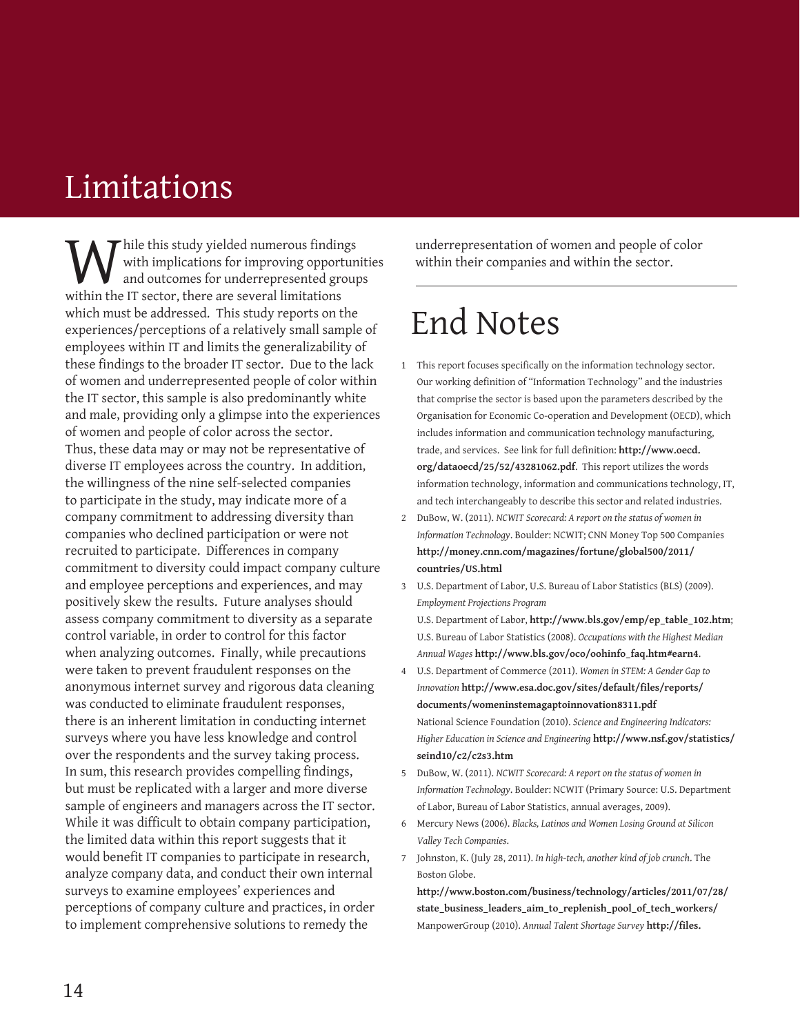# Limitations

While this study yielded numerous findings with implications for improving opportunities and outcomes for underrepresented groups within the IT sector, there are several limitations which must be addressed. This study reports on the experiences/perceptions of a relatively small sample of employees within IT and limits the generalizability of these findings to the broader IT sector. Due to the lack of women and underrepresented people of color within the IT sector, this sample is also predominantly white and male, providing only a glimpse into the experiences of women and people of color across the sector. Thus, these data may or may not be representative of diverse IT employees across the country. In addition, the willingness of the nine self-selected companies to participate in the study, may indicate more of a company commitment to addressing diversity than companies who declined participation or were not recruited to participate. Differences in company commitment to diversity could impact company culture and employee perceptions and experiences, and may positively skew the results. Future analyses should assess company commitment to diversity as a separate control variable, in order to control for this factor when analyzing outcomes. Finally, while precautions were taken to prevent fraudulent responses on the anonymous internet survey and rigorous data cleaning was conducted to eliminate fraudulent responses, there is an inherent limitation in conducting internet surveys where you have less knowledge and control over the respondents and the survey taking process. In sum, this research provides compelling findings, but must be replicated with a larger and more diverse sample of engineers and managers across the IT sector. While it was difficult to obtain company participation, the limited data within this report suggests that it would benefit IT companies to participate in research, analyze company data, and conduct their own internal surveys to examine employees' experiences and perceptions of company culture and practices, in order to implement comprehensive solutions to remedy the underrepresentation of women and people of color within their companies and within the sector.

# End Notes

1. This report focuses specifically on the information technology sector. Our working definition of "Information Technology" and the industries that comprise the sector is based upon the parameters described by the Organisation for Economic Co-operation and Development (OECD), which includes information and communication technology manufacturing, trade, and services. See link for full definition: **http://www.oecd.org/dataoecd/25/52/43281062.pdf**. This report utilizes the words information technology, information and communications technology, IT, and tech interchangeably to describe this sector and related industries.
2. DuBow, W. (2011). *NCWIT Scorecard: A report on the status of women in Information Technology*. Boulder: NCWIT; CNN Money Top 500 Companies **http://money.cnn.com/magazines/fortune/global500/2011/countries/US.html**
3. U.S. Department of Labor, U.S. Bureau of Labor Statistics (BLS) (2009). *Employment Projections Program*
   U.S. Department of Labor, **http://www.bls.gov/emp/ep_table_102.htm**; U.S. Bureau of Labor Statistics (2008). *Occupations with the Highest Median Annual Wages* **http://www.bls.gov/oco/oohinfo_faq.htm#earn4**.
4. U.S. Department of Commerce (2011). *Women in STEM: A Gender Gap to Innovation* **http://www.esa.doc.gov/sites/default/files/reports/documents/womeninstemagaptoinnovation8311.pdf**
   National Science Foundation (2010). *Science and Engineering Indicators: Higher Education in Science and Engineering* **http://www.nsf.gov/statistics/seind10/c2/c2s3.htm**
5. DuBow, W. (2011). *NCWIT Scorecard: A report on the status of women in Information Technology*. Boulder: NCWIT (Primary Source: U.S. Department of Labor, Bureau of Labor Statistics, annual averages, 2009).
6. Mercury News (2006). *Blacks, Latinos and Women Losing Ground at Silicon Valley Tech Companies*.
7. Johnston, K. (July 28, 2011). *In high-tech, another kind of job crunch*. The Boston Globe.
   **http://www.boston.com/business/technology/articles/2011/07/28/state_business_leaders_aim_to_replenish_pool_of_tech_workers/**
   ManpowerGroup (2010). *Annual Talent Shortage Survey* **http://files.**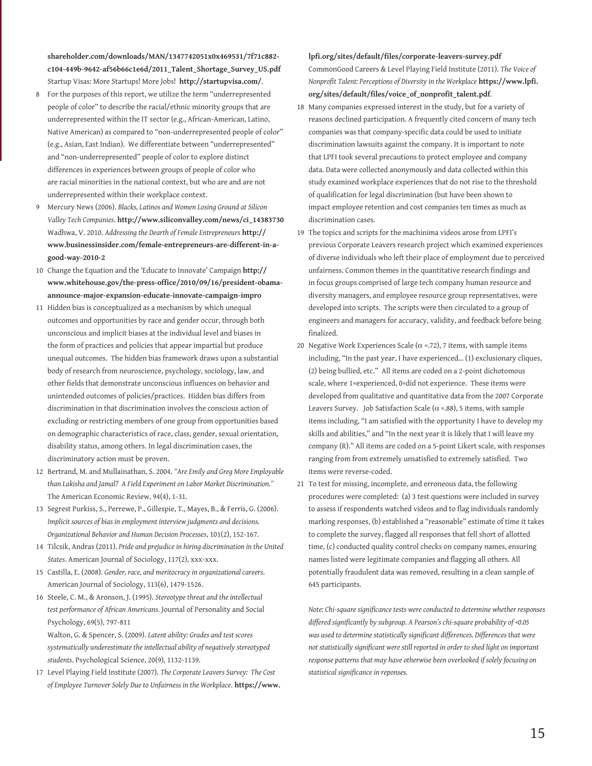**shareholder.com/downloads/MAN/1347742051x0x469531/7f71c882-c104-449b-9642-af56b66c1e6d/2011_Talent_Shortage_Survey_US.pdf**
Startup Visas: More Startups! More Jobs! **http://startupvisa.com/**.

8 For the purposes of this report, we utilize the term "underrepresented people of color" to describe the racial/ethnic minority groups that are underrepresented within the IT sector (e.g., African-American, Latino, Native American) as compared to "non-underrepresented people of color" (e.g., Asian, East Indian). We differentiate between "underrepresented" and "non-underrepresented" people of color to explore distinct differences in experiences between groups of people of color who are racial minorities in the national context, but who are and are not underrepresented within their workplace context.

9 Mercury News (2006). *Blacks, Latinos and Women Losing Ground at Silicon Valley Tech Companies*. **http://www.siliconvalley.com/news/ci_14383730**
Wadhwa, V. 2010. *Addressing the Dearth of Female Entrepreneurs* **http://www.businessinsider.com/female-entrepreneurs-are-different-in-a-good-way-2010-2**

10 Change the Equation and the 'Educate to Innovate' Campaign **http://www.whitehouse.gov/the-press-office/2010/09/16/president-obama-announce-major-expansion-educate-innovate-campaign-impro**

11 Hidden bias is conceptualized as a mechanism by which unequal outcomes and opportunities by race and gender occur, through both unconscious and implicit biases at the individual level and biases in the form of practices and policies that appear impartial but produce unequal outcomes. The hidden bias framework draws upon a substantial body of research from neuroscience, psychology, sociology, law, and other fields that demonstrate unconscious influences on behavior and unintended outcomes of policies/practices. Hidden bias differs from discrimination in that discrimination involves the conscious action of excluding or restricting members of one group from opportunities based on demographic characteristics of race, class, gender, sexual orientation, disability status, among others. In legal discrimination cases, the discriminatory action must be proven.

12 Bertrand, M. and Mullainathan, S. 2004. *"Are Emily and Greg More Employable than Lakisha and Jamal? A Field Experiment on Labor Market Discrimination."* The American Economic Review, 94(4), 1-31.

13 Segrest Purkiss, S., Perrewe, P., Gillespie, T., Mayes, B., & Ferris, G. (2006). *Implicit sources of bias in employment interview judgments and decisions. Organizational Behavior and Human Decision Processes*, 101(2), 152-167.

14 Tilcsik, Andras (2011). *Pride and prejudice in hiring discrimination in the United States*. American Journal of Sociology, 117(2), xxx-xxx.

15 Castilla, E. (2008). *Gender, race, and meritocracy in organizational careers*. American Journal of Sociology, 113(6), 1479-1526.

16 Steele, C. M., & Aronson, J. (1995). *Stereotype threat and the intellectual test performance of African Americans*. Journal of Personality and Social Psychology, 69(5), 797-811
Walton, G. & Spencer, S. (2009). *Latent ability: Grades and test scores systematically underestimate the intellectual ability of negatively stereotyped students*. Psychological Science, 20(9), 1132-1139.

17 Level Playing Field Institute (2007). *The Corporate Leavers Survey: The Cost of Employee Turnover Solely Due to Unfairness in the Workplace*. **https://www.lpfi.org/sites/default/files/corporate-leavers-survey.pdf**
CommonGood Careers & Level Playing Field Institute (2011). *The Voice of Nonprofit Talent: Perceptions of Diversity in the Workplace* **https://www.lpfi.org/sites/default/files/voice_of_nonprofit_talent.pdf**.

18 Many companies expressed interest in the study, but for a variety of reasons declined participation. A frequently cited concern of many tech companies was that company-specific data could be used to initiate discrimination lawsuits against the company. It is important to note that LPFI took several precautions to protect employee and company data. Data were collected anonymously and data collected within this study examined workplace experiences that do not rise to the threshold of qualification for legal discrimination (but have been shown to impact employee retention and cost companies ten times as much as discrimination cases.

19 The topics and scripts for the machinima videos arose from LPFI's previous Corporate Leavers research project which examined experiences of diverse individuals who left their place of employment due to perceived unfairness. Common themes in the quantitative research findings and in focus groups comprised of large tech company human resource and diversity managers, and employee resource group representatives, were developed into scripts. The scripts were then circulated to a group of engineers and managers for accuracy, validity, and feedback before being finalized.

20 Negative Work Experiences Scale ($\alpha$ =.72), 7 items, with sample items including, "In the past year, I have experienced... (1) exclusionary cliques, (2) being bullied, etc." All items are coded on a 2-point dichotomous scale, where 1=experienced, 0=did not experience. These items were developed from qualitative and quantitative data from the 2007 Corporate Leavers Survey. Job Satisfaction Scale ($\alpha$ =.88), 5 items, with sample items including, "I am satisfied with the opportunity I have to develop my skills and abilities," and "In the next year it is likely that I will leave my company (R)." All items are coded on a 5-point Likert scale, with responses ranging from from extremely unsatisfied to extremely satisfied. Two items were reverse-coded.

21 To test for missing, incomplete, and erroneous data, the following procedures were completed: (a) 3 test questions were included in survey to assess if respondents watched videos and to flag individuals randomly marking responses, (b) established a "reasonable" estimate of time it takes to complete the survey, flagged all responses that fell short of allotted time, (c) conducted quality control checks on company names, ensuring names listed were legitimate companies and flagging all others. All potentially fraudulent data was removed, resulting in a clean sample of 645 participants.

*Note: Chi-square significance tests were conducted to determine whether responses differed significantly by subgroup. A Pearson's chi-square probability of <0.05 was used to determine statistically significant differences. Differences that were not statistically significant were still reported in order to shed light on important response patterns that may have otherwise been overlooked if solely focusing on statistical significance in reponses.*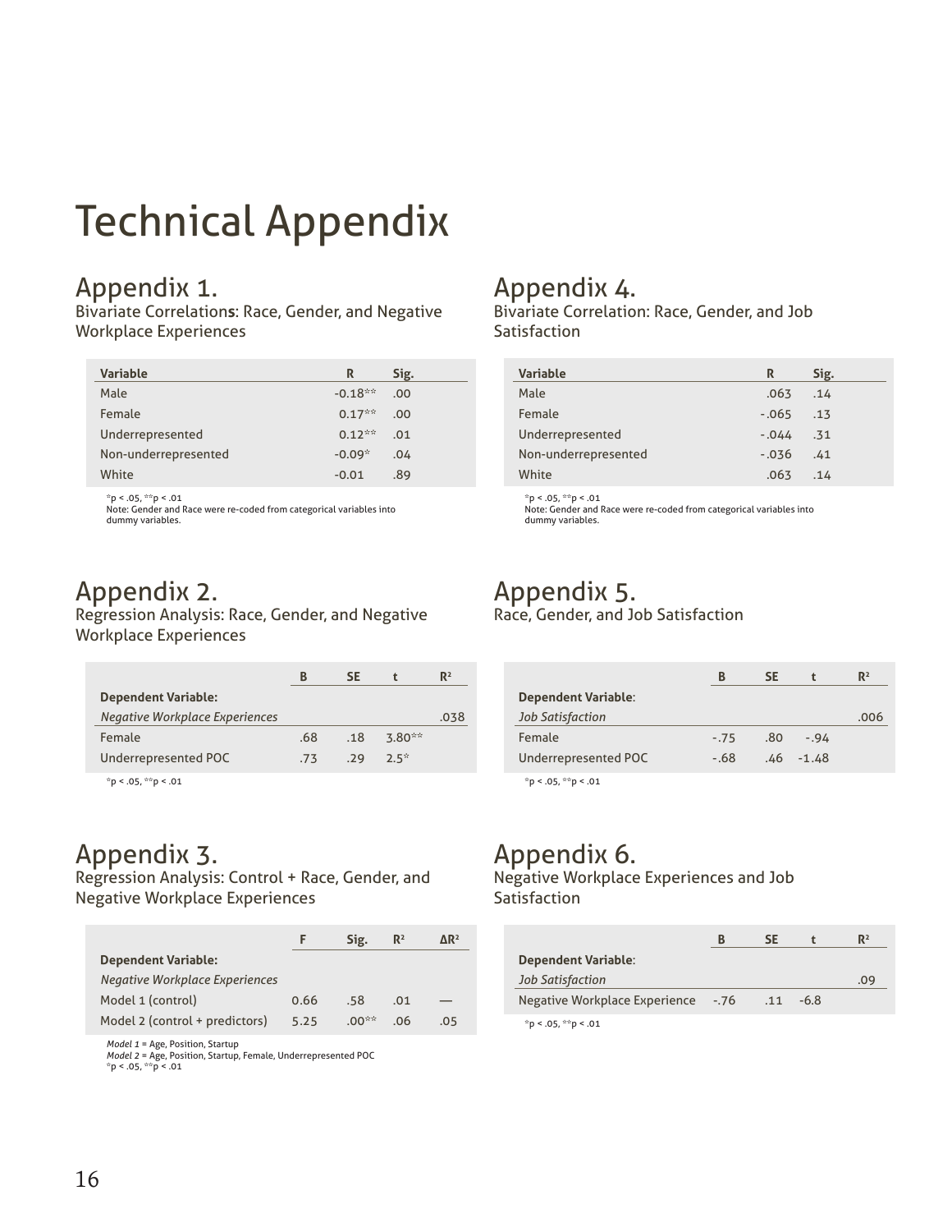# Technical Appendix

## Appendix 1.

Bivariate Correlations: Race, Gender, and Negative Workplace Experiences

| Variable | R | Sig. |
|---|---|---|
| Male | -0.18** | .00 |
| Female | 0.17** | .00 |
| Underrepresented | 0.12** | .01 |
| Non-underrepresented | -0.09* | .04 |
| White | -0.01 | .89 |

*p < .05, **p < .01
Note: Gender and Race were re-coded from categorical variables into dummy variables.

## Appendix 2.

Regression Analysis: Race, Gender, and Negative Workplace Experiences

| | B | SE | t | $R^2$ |
|---|---|---|---|---|
| **Dependent Variable:** | | | | |
| *Negative Workplace Experiences* | | | | .038 |
| Female | .68 | .18 | 3.80** | |
| Underrepresented POC | .73 | .29 | 2.5* | |

*p < .05, **p < .01

## Appendix 3.

Regression Analysis: Control + Race, Gender, and Negative Workplace Experiences

| | F | Sig. | $R^2$ | $\Delta R^2$ |
|---|---|---|---|---|
| **Dependent Variable:** | | | | |
| *Negative Workplace Experiences* | | | | |
| Model 1 (control) | 0.66 | .58 | .01 | — |
| Model 2 (control + predictors) | 5.25 | .00** | .06 | .05 |

*Model 1* = Age, Position, Startup
*Model 2* = Age, Position, Startup, Female, Underrepresented POC
*p < .05, **p < .01

## Appendix 4.

Bivariate Correlation: Race, Gender, and Job Satisfaction

| Variable | R | Sig. |
|---|---|---|
| Male | .063 | .14 |
| Female | -.065 | .13 |
| Underrepresented | -.044 | .31 |
| Non-underrepresented | -.036 | .41 |
| White | .063 | .14 |

*p < .05, **p < .01
Note: Gender and Race were re-coded from categorical variables into dummy variables.

## Appendix 5.

Race, Gender, and Job Satisfaction

| | B | SE | t | $R^2$ |
|---|---|---|---|---|
| **Dependent Variable**: | | | | |
| *Job Satisfaction* | | | | .006 |
| Female | -.75 | .80 | -.94 | |
| Underrepresented POC | -.68 | .46 | -1.48 | |

*p < .05, **p < .01

## Appendix 6.

Negative Workplace Experiences and Job Satisfaction

| | B | SE | t | $R^2$ |
|---|---|---|---|---|
| **Dependent Variable**: | | | | |
| *Job Satisfaction* | | | | .09 |
| Negative Workplace Experience | -.76 | .11 | -6.8 | |

*p < .05, **p < .01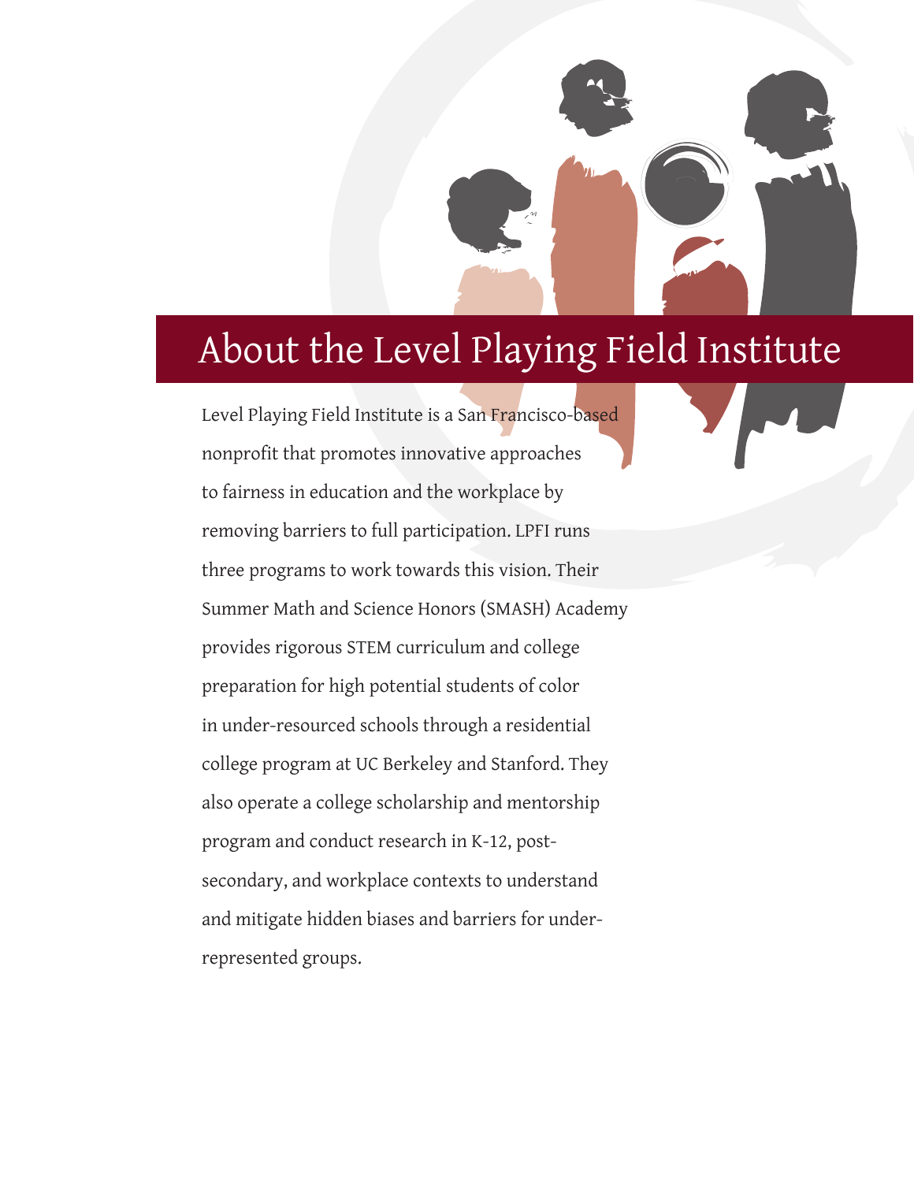# About the Level Playing Field Institute

Level Playing Field Institute is a San Francisco-based nonprofit that promotes innovative approaches to fairness in education and the workplace by removing barriers to full participation. LPFI runs three programs to work towards this vision. Their Summer Math and Science Honors (SMASH) Academy provides rigorous STEM curriculum and college preparation for high potential students of color in under-resourced schools through a residential college program at UC Berkeley and Stanford. They also operate a college scholarship and mentorship program and conduct research in K-12, post-secondary, and workplace contexts to understand and mitigate hidden biases and barriers for under-represented groups.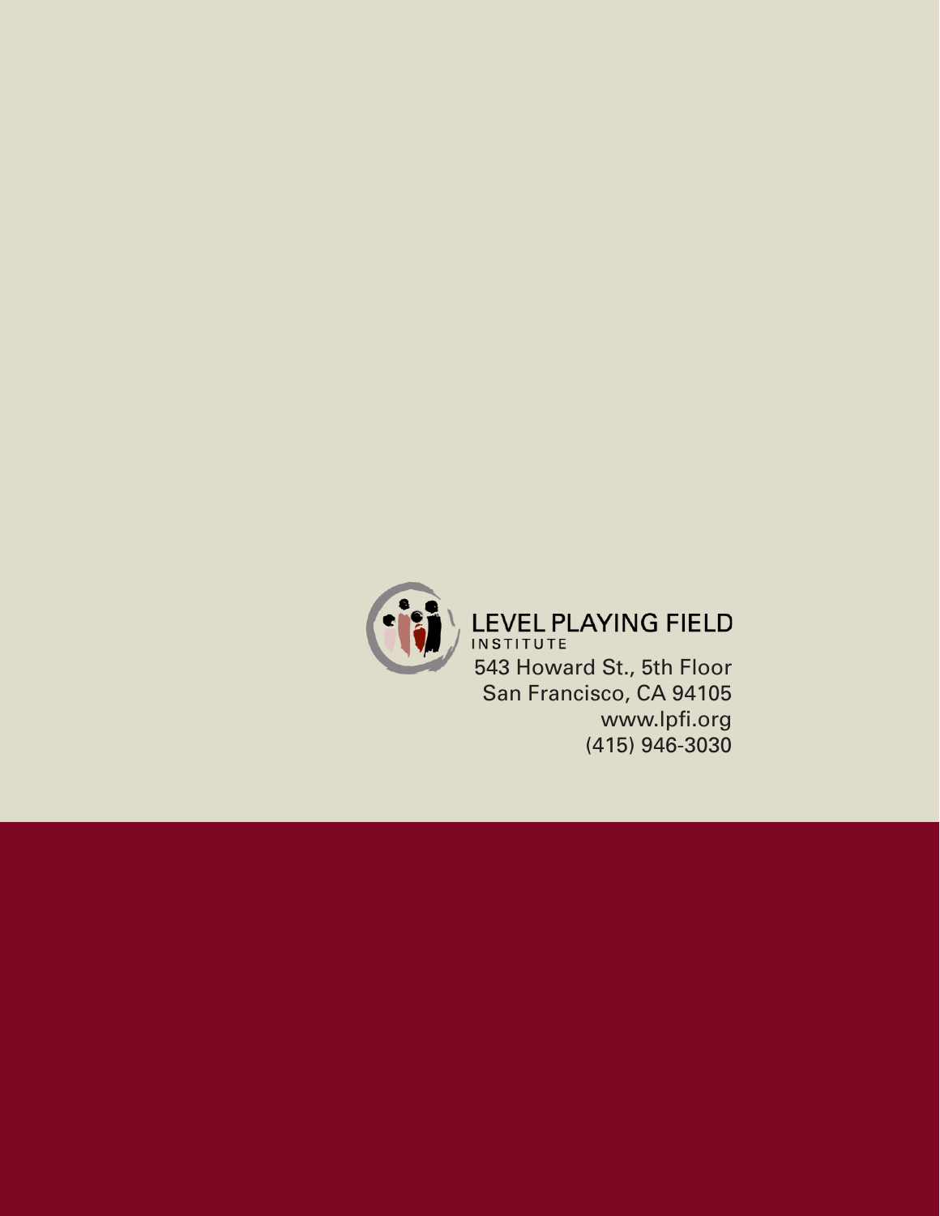LEVEL PLAYING FIELD
INSTITUTE

543 Howard St., 5th Floor
San Francisco, CA 94105
www.lpfi.org
(415) 946-3030